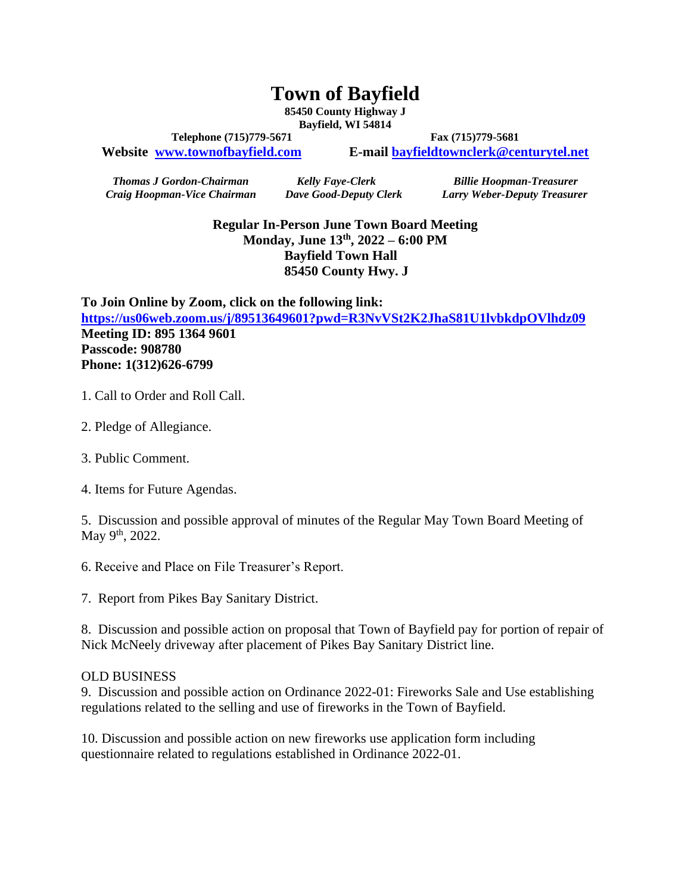# Town of Bayfield

**85450 County Highway J**
**Bayfield, WI 54814**

**Telephone (715)779-5671** **Fax (715)779-5681**

**Website [www.townofbayfield.com](http://www.townofbayfield.com)** **E-mail [bayfieldtownclerk@centurytel.net](mailto:bayfieldtownclerk@centurytel.net)**

***Thomas J Gordon-Chairman*** ***Kelly Faye-Clerk*** ***Billie Hoopman-Treasurer***
***Craig Hoopman-Vice Chairman*** ***Dave Good-Deputy Clerk*** ***Larry Weber-Deputy Treasurer***

**Regular In-Person June Town Board Meeting**
**Monday, June 13th, 2022 – 6:00 PM**
**Bayfield Town Hall**
**85450 County Hwy. J**

**To Join Online by Zoom, click on the following link:**
**[https://us06web.zoom.us/j/89513649601?pwd=R3NvVSt2K2JhaS81U1lvbkdpOVlhdz09](https://us06web.zoom.us/j/89513649601?pwd=R3NvVSt2K2JhaS81U1lvbkdpOVlhdz09)**
**Meeting ID: 895 1364 9601**
**Passcode: 908780**
**Phone: 1(312)626-6799**

1. Call to Order and Roll Call.

2. Pledge of Allegiance.

3. Public Comment.

4. Items for Future Agendas.

5. Discussion and possible approval of minutes of the Regular May Town Board Meeting of May 9th, 2022.

6. Receive and Place on File Treasurer's Report.

7. Report from Pikes Bay Sanitary District.

8. Discussion and possible action on proposal that Town of Bayfield pay for portion of repair of Nick McNeely driveway after placement of Pikes Bay Sanitary District line.

OLD BUSINESS

9. Discussion and possible action on Ordinance 2022-01: Fireworks Sale and Use establishing regulations related to the selling and use of fireworks in the Town of Bayfield.

10. Discussion and possible action on new fireworks use application form including questionnaire related to regulations established in Ordinance 2022-01.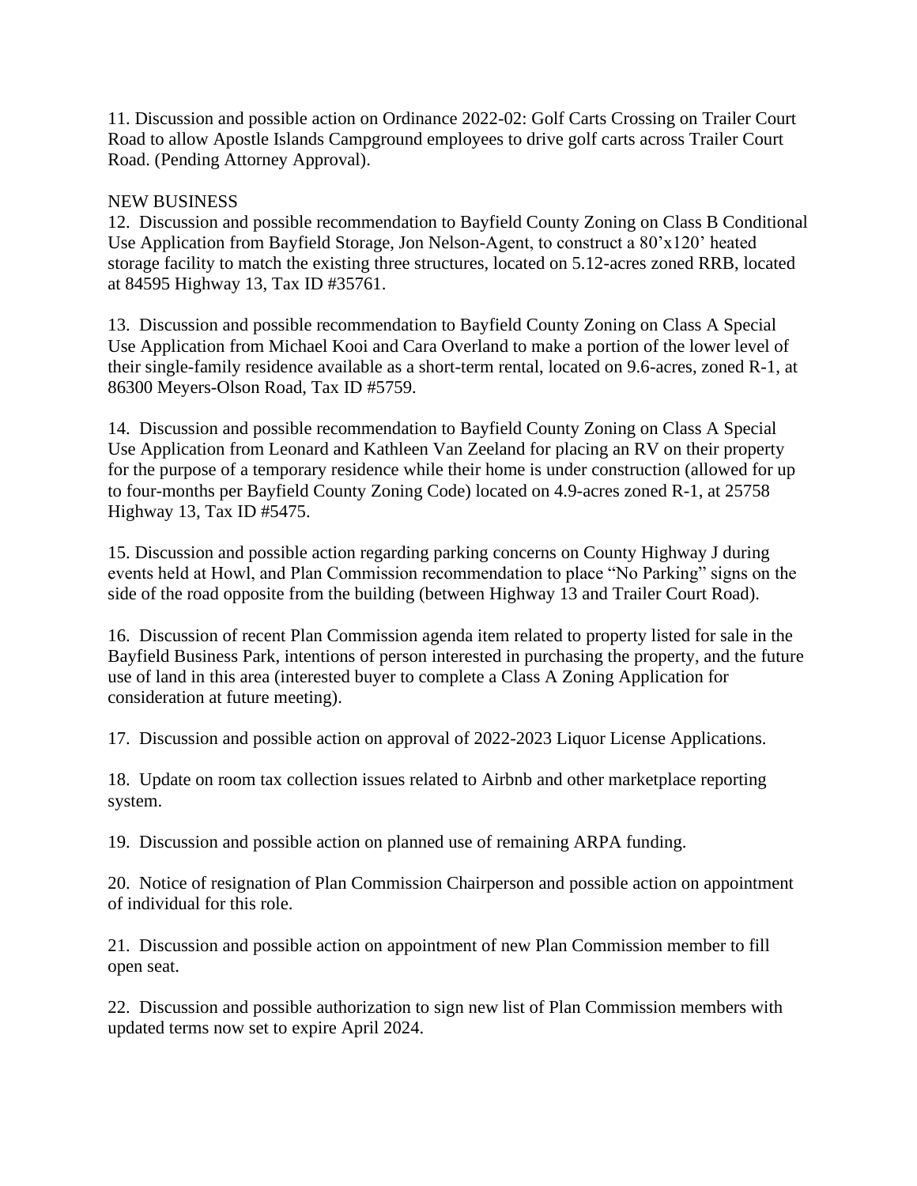11. Discussion and possible action on Ordinance 2022-02: Golf Carts Crossing on Trailer Court Road to allow Apostle Islands Campground employees to drive golf carts across Trailer Court Road. (Pending Attorney Approval).

NEW BUSINESS

12. Discussion and possible recommendation to Bayfield County Zoning on Class B Conditional Use Application from Bayfield Storage, Jon Nelson-Agent, to construct a 80'x120' heated storage facility to match the existing three structures, located on 5.12-acres zoned RRB, located at 84595 Highway 13, Tax ID #35761.

13. Discussion and possible recommendation to Bayfield County Zoning on Class A Special Use Application from Michael Kooi and Cara Overland to make a portion of the lower level of their single-family residence available as a short-term rental, located on 9.6-acres, zoned R-1, at 86300 Meyers-Olson Road, Tax ID #5759.

14. Discussion and possible recommendation to Bayfield County Zoning on Class A Special Use Application from Leonard and Kathleen Van Zeeland for placing an RV on their property for the purpose of a temporary residence while their home is under construction (allowed for up to four-months per Bayfield County Zoning Code) located on 4.9-acres zoned R-1, at 25758 Highway 13, Tax ID #5475.

15. Discussion and possible action regarding parking concerns on County Highway J during events held at Howl, and Plan Commission recommendation to place "No Parking" signs on the side of the road opposite from the building (between Highway 13 and Trailer Court Road).

16. Discussion of recent Plan Commission agenda item related to property listed for sale in the Bayfield Business Park, intentions of person interested in purchasing the property, and the future use of land in this area (interested buyer to complete a Class A Zoning Application for consideration at future meeting).

17. Discussion and possible action on approval of 2022-2023 Liquor License Applications.

18. Update on room tax collection issues related to Airbnb and other marketplace reporting system.

19. Discussion and possible action on planned use of remaining ARPA funding.

20. Notice of resignation of Plan Commission Chairperson and possible action on appointment of individual for this role.

21. Discussion and possible action on appointment of new Plan Commission member to fill open seat.

22. Discussion and possible authorization to sign new list of Plan Commission members with updated terms now set to expire April 2024.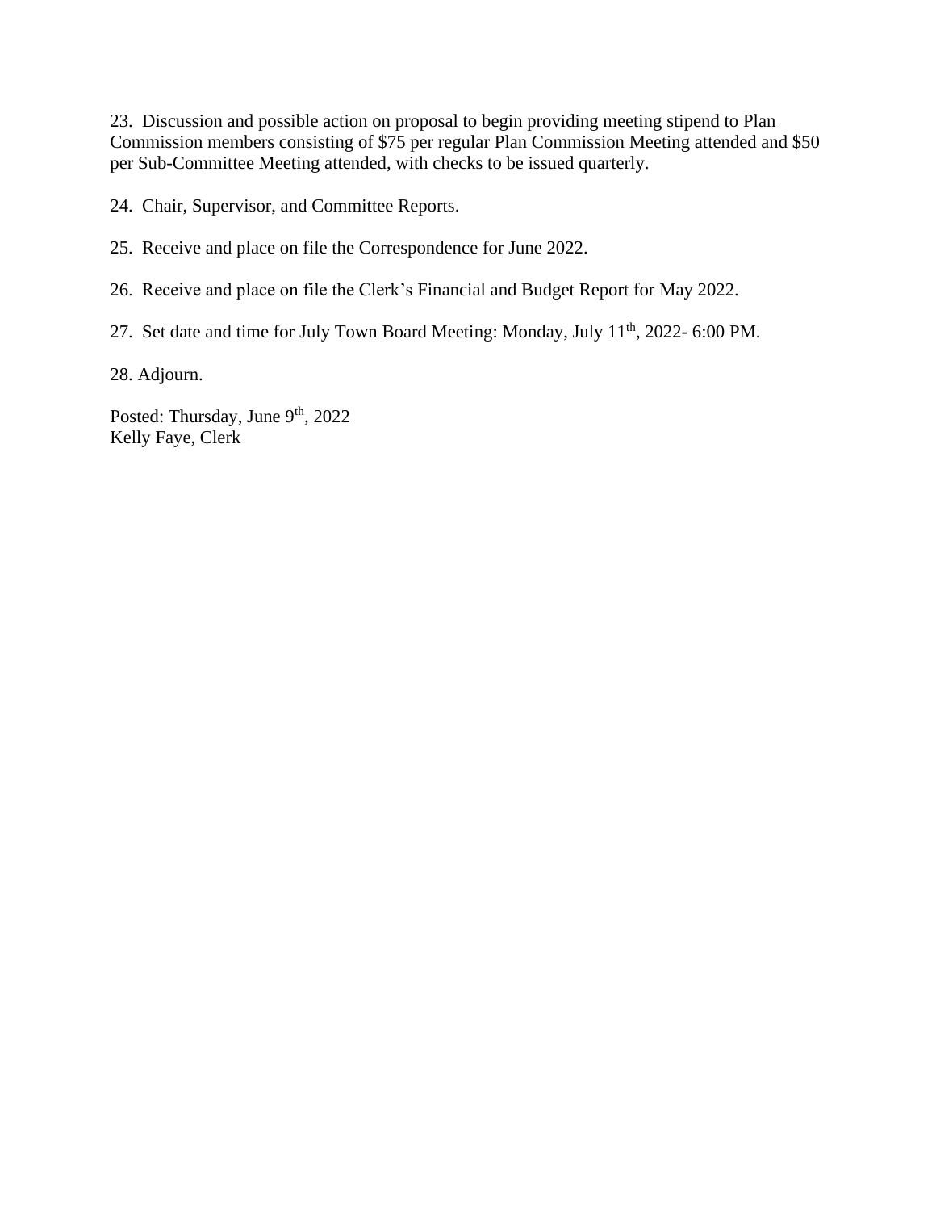23. Discussion and possible action on proposal to begin providing meeting stipend to Plan Commission members consisting of $75 per regular Plan Commission Meeting attended and $50 per Sub-Committee Meeting attended, with checks to be issued quarterly.

24. Chair, Supervisor, and Committee Reports.

25. Receive and place on file the Correspondence for June 2022.

26. Receive and place on file the Clerk's Financial and Budget Report for May 2022.

27. Set date and time for July Town Board Meeting: Monday, July 11th, 2022- 6:00 PM.

28. Adjourn.

Posted: Thursday, June 9th, 2022
Kelly Faye, Clerk